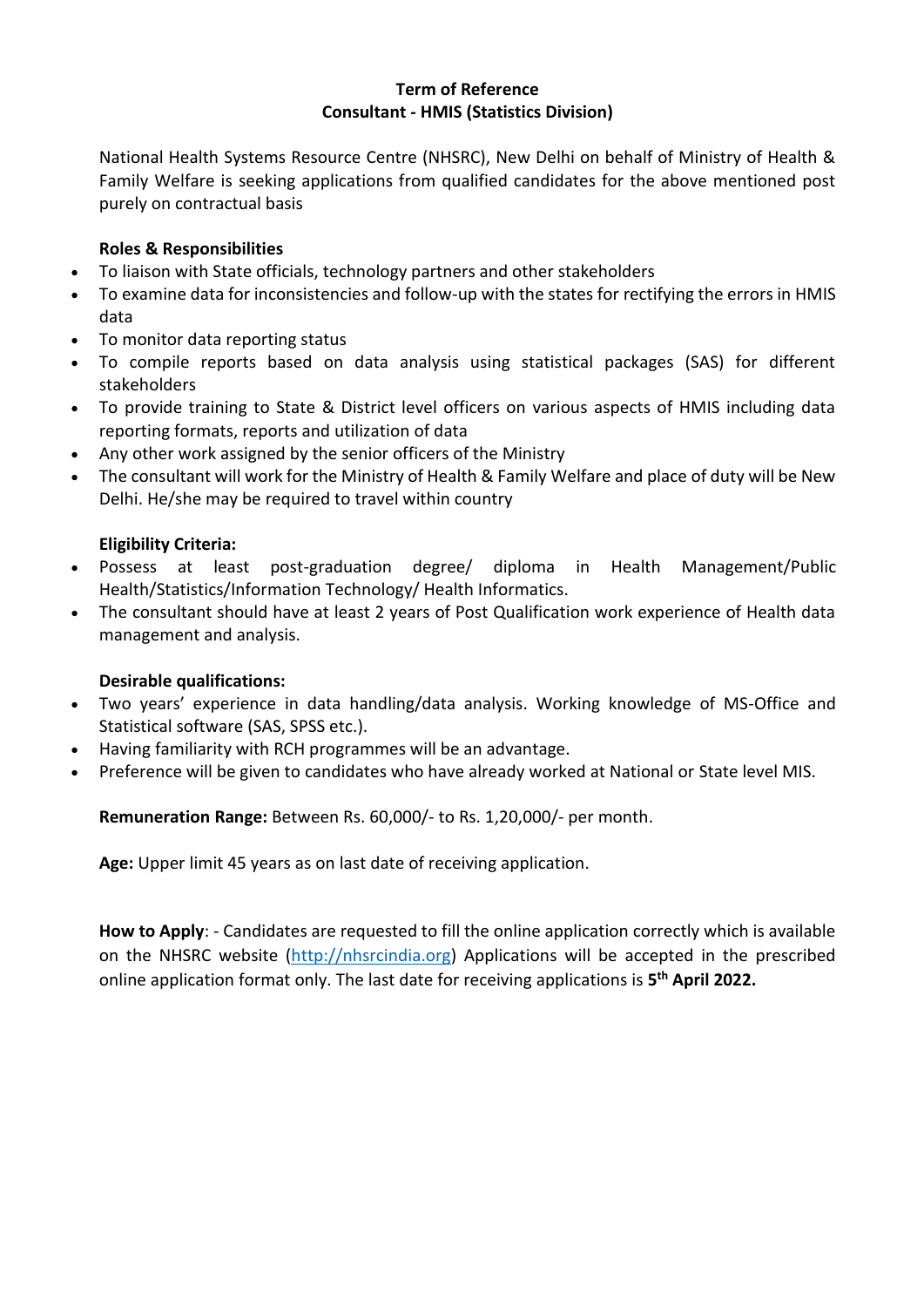## Term of Reference
## Consultant - HMIS (Statistics Division)

National Health Systems Resource Centre (NHSRC), New Delhi on behalf of Ministry of Health & Family Welfare is seeking applications from qualified candidates for the above mentioned post purely on contractual basis

**Roles & Responsibilities**

- To liaison with State officials, technology partners and other stakeholders
- To examine data for inconsistencies and follow-up with the states for rectifying the errors in HMIS data
- To monitor data reporting status
- To compile reports based on data analysis using statistical packages (SAS) for different stakeholders
- To provide training to State & District level officers on various aspects of HMIS including data reporting formats, reports and utilization of data
- Any other work assigned by the senior officers of the Ministry
- The consultant will work for the Ministry of Health & Family Welfare and place of duty will be New Delhi. He/she may be required to travel within country

**Eligibility Criteria:**

- Possess at least post-graduation degree/ diploma in Health Management/Public Health/Statistics/Information Technology/ Health Informatics.
- The consultant should have at least 2 years of Post Qualification work experience of Health data management and analysis.

**Desirable qualifications:**

- Two years' experience in data handling/data analysis. Working knowledge of MS-Office and Statistical software (SAS, SPSS etc.).
- Having familiarity with RCH programmes will be an advantage.
- Preference will be given to candidates who have already worked at National or State level MIS.

**Remuneration Range:** Between Rs. 60,000/- to Rs. 1,20,000/- per month.

**Age:** Upper limit 45 years as on last date of receiving application.

**How to Apply**: - Candidates are requested to fill the online application correctly which is available on the NHSRC website (http://nhsrcindia.org) Applications will be accepted in the prescribed online application format only. The last date for receiving applications is **5th April 2022.**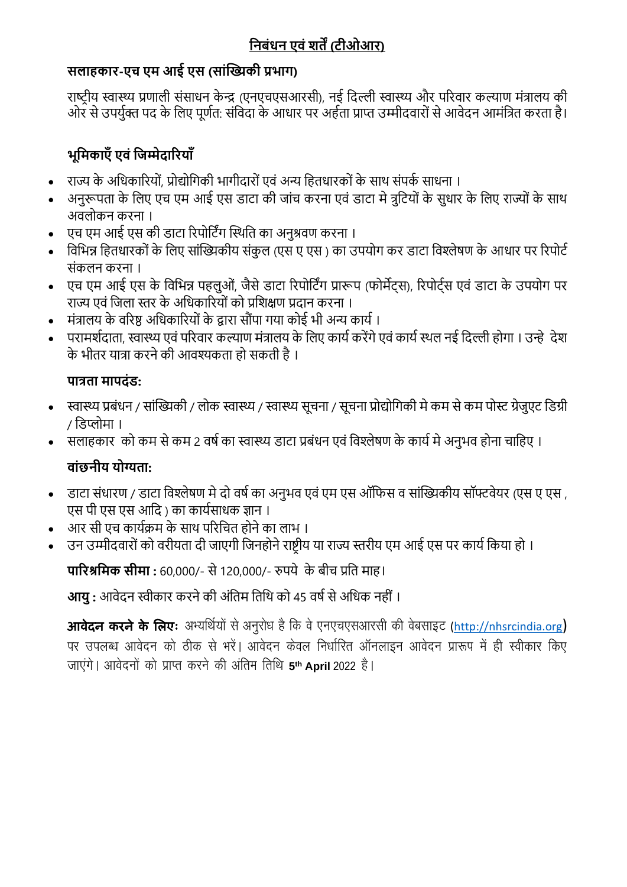## निबंधन एवं शर्तें (टीओआर)

### सलाहकार-एच एम आई एस (सांख्यिकी प्रभाग)

राष्ट्रीय स्वास्थ्य प्रणाली संसाधन केन्द्र (एनएचएसआरसी), नई दिल्ली स्वास्थ्य और परिवार कल्याण मंत्रालय की ओर से उपर्युक्त पद के लिए पूर्णत: संविदा के आधार पर अर्हता प्राप्त उम्मीदवारों से आवेदन आमंत्रित करता है।

### भूमिकाएँ एवं जिम्मेदारियाँ

- राज्य के अधिकारियों, प्रोद्योगिकी भागीदारों एवं अन्य हितधारकों के साथ संपर्क साधना ।
- अनुरूपता के लिए एच एम आई एस डाटा की जांच करना एवं डाटा मे त्रुटियों के सुधार के लिए राज्यों के साथ अवलोकन करना ।
- एच एम आई एस की डाटा रिपोर्टिंग स्थिति का अनुश्रवण करना ।
- विभिन्न हितधारकों के लिए सांख्यिकीय संकुल (एस ए एस ) का उपयोग कर डाटा विश्लेषण के आधार पर रिपोर्ट संकलन करना ।
- एच एम आई एस के विभिन्न पहलुओं, जैसे डाटा रिपोर्टिंग प्रारूप (फोर्मेट्स), रिपोर्ट्स एवं डाटा के उपयोग पर राज्य एवं जिला स्तर के अधिकारियों को प्रशिक्षण प्रदान करना ।
- मंत्रालय के वरिष्ठ अधिकारियों के द्वारा सौंपा गया कोई भी अन्य कार्य ।
- परामर्शदाता, स्वास्थ्य एवं परिवार कल्याण मंत्रालय के लिए कार्य करेंगे एवं कार्य स्थल नई दिल्ली होगा । उन्हे देश के भीतर यात्रा करने की आवश्यकता हो सकती है ।

### पात्रता मापदंड:

- स्वास्थ्य प्रबंधन / सांख्यिकी / लोक स्वास्थ्य / स्वास्थ्य सूचना / सूचना प्रोद्योगिकी मे कम से कम पोस्ट ग्रेजुएट डिग्री / डिप्लोमा ।
- सलाहकार को कम से कम 2 वर्ष का स्वास्थ्य डाटा प्रबंधन एवं विश्लेषण के कार्य मे अनुभव होना चाहिए ।

### वांछनीय योग्यता:

- डाटा संधारण / डाटा विश्लेषण मे दो वर्ष का अनुभव एवं एम एस ऑफिस व सांख्यिकीय सॉफ्टवेयर (एस ए एस , एस पी एस एस आदि ) का कार्यसाधक ज्ञान ।
- आर सी एच कार्यक्रम के साथ परिचित होने का लाभ ।
- उन उम्मीदवारों को वरीयता दी जाएगी जिनहोने राष्ट्रीय या राज्य स्तरीय एम आई एस पर कार्य किया हो ।

**पारिश्रमिक सीमा :** 60,000/- से 120,000/- रुपये के बीच प्रति माह।

**आयु :** आवेदन स्वीकार करने की अंतिम तिथि को 45 वर्ष से अधिक नहीं ।

**आवेदन करने के लिए:** अभ्यर्थियों से अनुरोध है कि वे एनएचएसआरसी की वेबसाइट (http://nhsrcindia.org) पर उपलब्ध आवेदन को ठीक से भरें। आवेदन केवल निर्धारित ऑनलाइन आवेदन प्रारूप में ही स्वीकार किए जाएंगे। आवेदनों को प्राप्त करने की अंतिम तिथि **5th April** 2022 है।